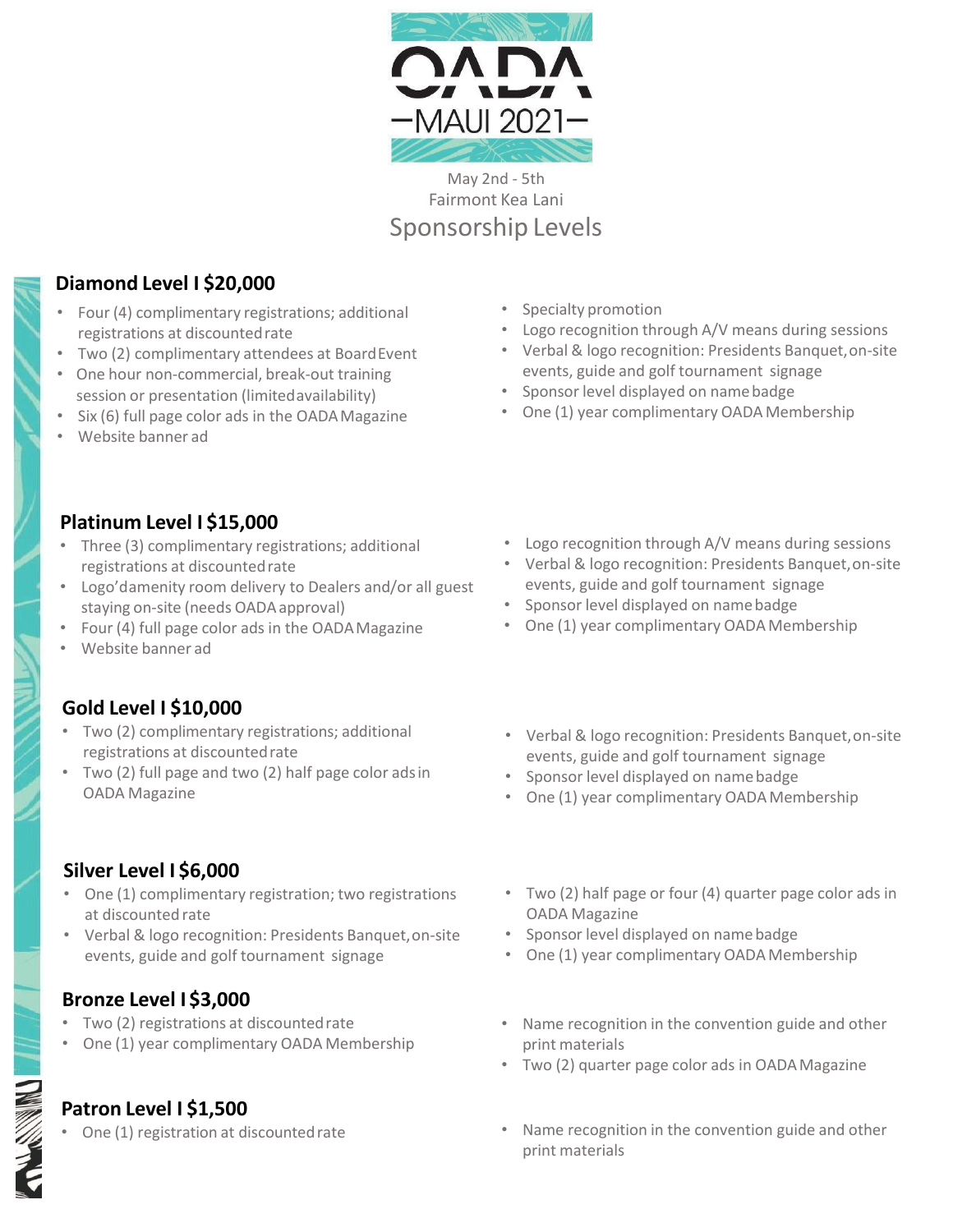# OADA —MAUI 2021—

May 2nd - 5th
Fairmont Kea Lani

## Sponsorship Levels

### Diamond Level I $20,000

- Four (4) complimentary registrations; additional registrations at discounted rate
- Two (2) complimentary attendees at Board Event
- One hour non-commercial, break-out training session or presentation (limited availability)
- Six (6) full page color ads in the OADA Magazine
- Website banner ad
- Specialty promotion
- Logo recognition through A/V means during sessions
- Verbal & logo recognition: Presidents Banquet, on-site events, guide and golf tournament signage
- Sponsor level displayed on name badge
- One (1) year complimentary OADA Membership

### Platinum Level I $15,000

- Three (3) complimentary registrations; additional registrations at discounted rate
- Logo'd amenity room delivery to Dealers and/or all guest staying on-site (needs OADA approval)
- Four (4) full page color ads in the OADA Magazine
- Website banner ad
- Logo recognition through A/V means during sessions
- Verbal & logo recognition: Presidents Banquet, on-site events, guide and golf tournament signage
- Sponsor level displayed on name badge
- One (1) year complimentary OADA Membership

### Gold Level I $10,000

- Two (2) complimentary registrations; additional registrations at discounted rate
- Two (2) full page and two (2) half page color ads in OADA Magazine
- Verbal & logo recognition: Presidents Banquet, on-site events, guide and golf tournament signage
- Sponsor level displayed on name badge
- One (1) year complimentary OADA Membership

### Silver Level I $6,000

- One (1) complimentary registration; two registrations at discounted rate
- Verbal & logo recognition: Presidents Banquet, on-site events, guide and golf tournament signage
- Two (2) half page or four (4) quarter page color ads in OADA Magazine
- Sponsor level displayed on name badge
- One (1) year complimentary OADA Membership

### Bronze Level I $3,000

- Two (2) registrations at discounted rate
- One (1) year complimentary OADA Membership
- Name recognition in the convention guide and other print materials
- Two (2) quarter page color ads in OADA Magazine

### Patron Level I $1,500

- One (1) registration at discounted rate
- Name recognition in the convention guide and other print materials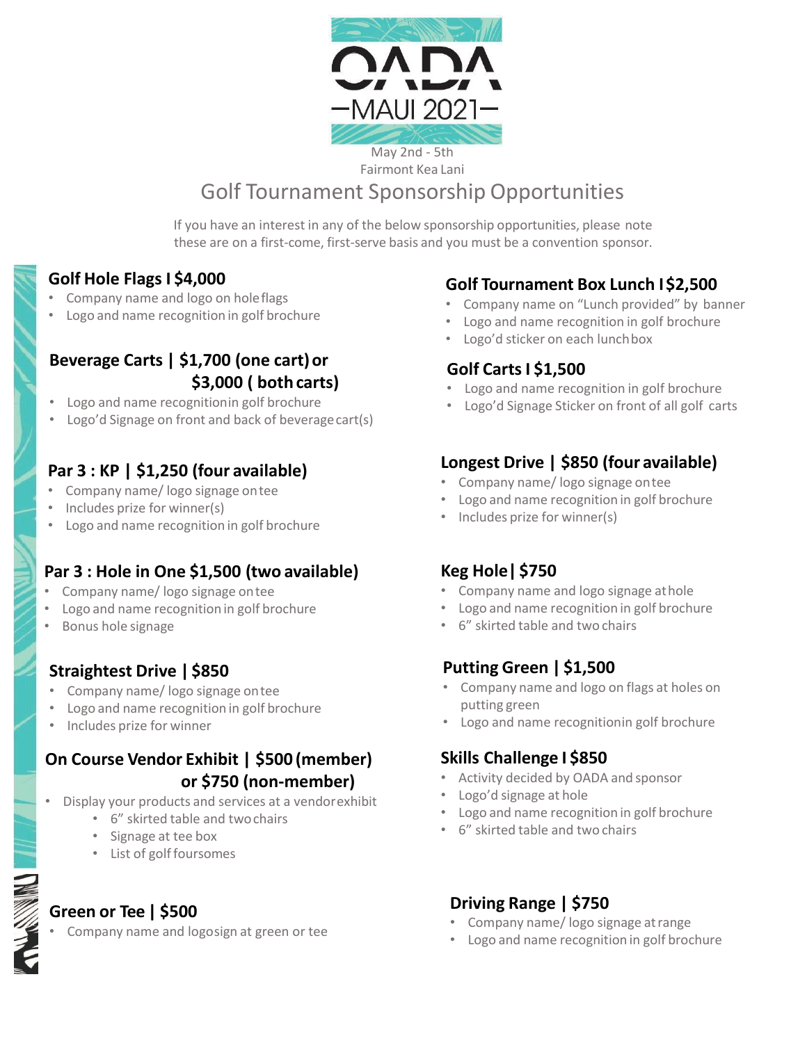# OADA
## —MAUI 2021—

May 2nd - 5th
Fairmont Kea Lani

## Golf Tournament Sponsorship Opportunities

If you have an interest in any of the below sponsorship opportunities, please note these are on a first-come, first-serve basis and you must be a convention sponsor.

### Golf Hole Flags I $4,000

- Company name and logo on hole flags
- Logo and name recognition in golf brochure

### Beverage Carts | $1,700 (one cart) or $3,000 ( both carts)

- Logo and name recognition in golf brochure
- Logo'd Signage on front and back of beverage cart(s)

### Par 3 : KP | $1,250 (four available)

- Company name/ logo signage on tee
- Includes prize for winner(s)
- Logo and name recognition in golf brochure

### Par 3 : Hole in One $1,500 (two available)

- Company name/ logo signage on tee
- Logo and name recognition in golf brochure
- Bonus hole signage

### Straightest Drive | $850

- Company name/ logo signage on tee
- Logo and name recognition in golf brochure
- Includes prize for winner

### On Course Vendor Exhibit | $500 (member) or $750 (non-member)

- Display your products and services at a vendor exhibit
    - 6" skirted table and two chairs
    - Signage at tee box
    - List of golf foursomes

### Green or Tee | $500

- Company name and logo sign at green or tee

### Golf Tournament Box Lunch I $2,500

- Company name on "Lunch provided" by banner
- Logo and name recognition in golf brochure
- Logo'd sticker on each lunch box

### Golf Carts I $1,500

- Logo and name recognition in golf brochure
- Logo'd Signage Sticker on front of all golf carts

### Longest Drive | $850 (four available)

- Company name/ logo signage on tee
- Logo and name recognition in golf brochure
- Includes prize for winner(s)

### Keg Hole | $750

- Company name and logo signage at hole
- Logo and name recognition in golf brochure
- 6" skirted table and two chairs

### Putting Green | $1,500

- Company name and logo on flags at holes on putting green
- Logo and name recognition in golf brochure

### Skills Challenge I $850

- Activity decided by OADA and sponsor
- Logo'd signage at hole
- Logo and name recognition in golf brochure
- 6" skirted table and two chairs

### Driving Range | $750

- Company name/ logo signage at range
- Logo and name recognition in golf brochure